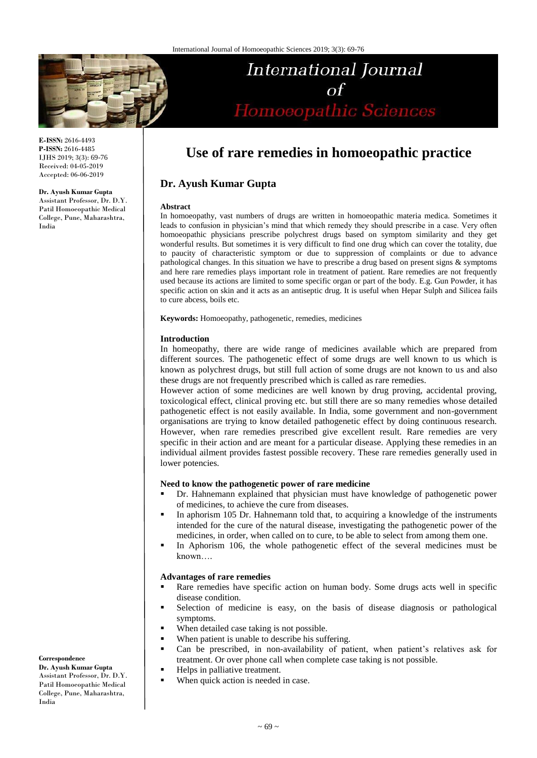E-ISSN: 2616-4493
P-ISSN: 2616-4485
IJHS 2019; 3(3): 69-76
Received: 04-05-2019
Accepted: 06-06-2019

**Dr. Ayush Kumar Gupta**
Assistant Professor, Dr. D.Y. Patil Homoeopathic Medical College, Pune, Maharashtra, India

**Correspondence**
**Dr. Ayush Kumar Gupta**
Assistant Professor, Dr. D.Y. Patil Homoeopathic Medical College, Pune, Maharashtra, India

# Use of rare remedies in homoeopathic practice

## Dr. Ayush Kumar Gupta

**Abstract**

In homoeopathy, vast numbers of drugs are written in homoeopathic materia medica. Sometimes it leads to confusion in physician's mind that which remedy they should prescribe in a case. Very often homoeopathic physicians prescribe polychrest drugs based on symptom similarity and they get wonderful results. But sometimes it is very difficult to find one drug which can cover the totality, due to paucity of characteristic symptom or due to suppression of complaints or due to advance pathological changes. In this situation we have to prescribe a drug based on present signs & symptoms and here rare remedies plays important role in treatment of patient. Rare remedies are not frequently used because its actions are limited to some specific organ or part of the body. E.g. Gun Powder, it has specific action on skin and it acts as an antiseptic drug. It is useful when Hepar Sulph and Silicea fails to cure abcess, boils etc.

**Keywords:** Homoeopathy, pathogenetic, remedies, medicines

### Introduction

In homeopathy, there are wide range of medicines available which are prepared from different sources. The pathogenetic effect of some drugs are well known to us which is known as polychrest drugs, but still full action of some drugs are not known to us and also these drugs are not frequently prescribed which is called as rare remedies.

However action of some medicines are well known by drug proving, accidental proving, toxicological effect, clinical proving etc. but still there are so many remedies whose detailed pathogenetic effect is not easily available. In India, some government and non-government organisations are trying to know detailed pathogenetic effect by doing continuous research. However, when rare remedies prescribed give excellent result. Rare remedies are very specific in their action and are meant for a particular disease. Applying these remedies in an individual ailment provides fastest possible recovery. These rare remedies generally used in lower potencies.

### Need to know the pathogenetic power of rare medicine

- Dr. Hahnemann explained that physician must have knowledge of pathogenetic power of medicines, to achieve the cure from diseases.
- In aphorism 105 Dr. Hahnemann told that, to acquiring a knowledge of the instruments intended for the cure of the natural disease, investigating the pathogenetic power of the medicines, in order, when called on to cure, to be able to select from among them one.
- In Aphorism 106, the whole pathogenetic effect of the several medicines must be known….

### Advantages of rare remedies

- Rare remedies have specific action on human body. Some drugs acts well in specific disease condition.
- Selection of medicine is easy, on the basis of disease diagnosis or pathological symptoms.
- When detailed case taking is not possible.
- When patient is unable to describe his suffering.
- Can be prescribed, in non-availability of patient, when patient's relatives ask for treatment. Or over phone call when complete case taking is not possible.
- Helps in palliative treatment.
- When quick action is needed in case.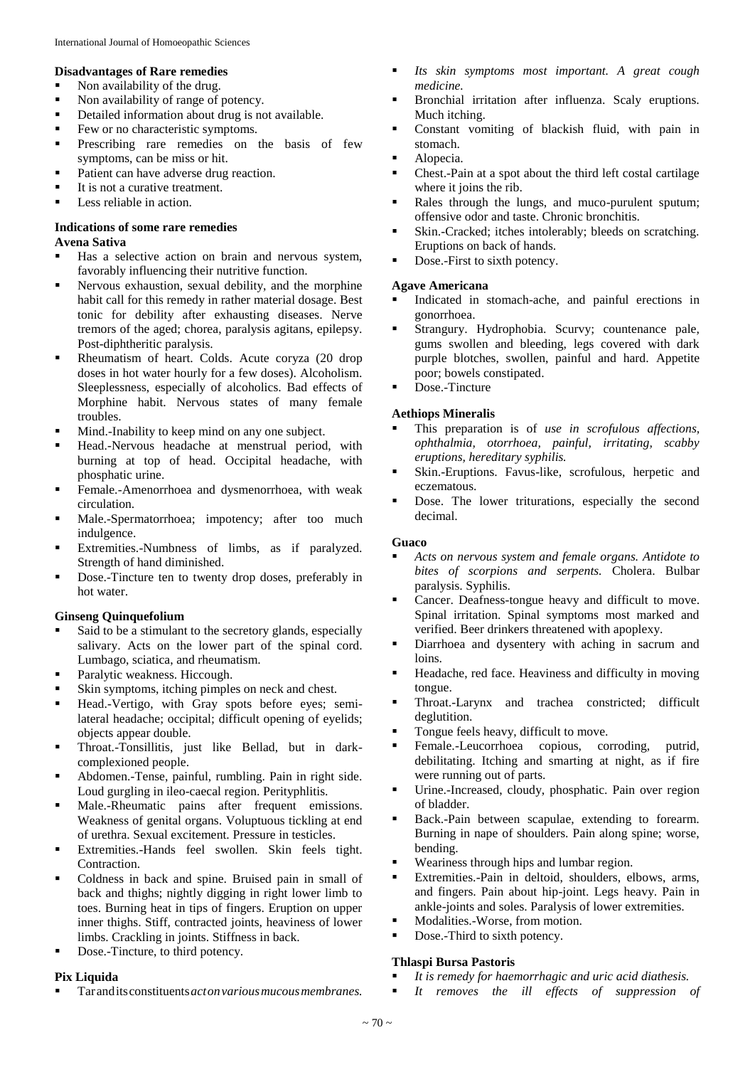### Disadvantages of Rare remedies

- Non availability of the drug.
- Non availability of range of potency.
- Detailed information about drug is not available.
- Few or no characteristic symptoms.
- Prescribing rare remedies on the basis of few symptoms, can be miss or hit.
- Patient can have adverse drug reaction.
- It is not a curative treatment.
- Less reliable in action.

### Indications of some rare remedies

**Avena Sativa**

- Has a selective action on brain and nervous system, favorably influencing their nutritive function.
- Nervous exhaustion, sexual debility, and the morphine habit call for this remedy in rather material dosage. Best tonic for debility after exhausting diseases. Nerve tremors of the aged; chorea, paralysis agitans, epilepsy. Post-diphtheritic paralysis.
- Rheumatism of heart. Colds. Acute coryza (20 drop doses in hot water hourly for a few doses). Alcoholism. Sleeplessness, especially of alcoholics. Bad effects of Morphine habit. Nervous states of many female troubles.
- Mind.-Inability to keep mind on any one subject.
- Head.-Nervous headache at menstrual period, with burning at top of head. Occipital headache, with phosphatic urine.
- Female.-Amenorrhoea and dysmenorrhoea, with weak circulation.
- Male.-Spermatorrhoea; impotency; after too much indulgence.
- Extremities.-Numbness of limbs, as if paralyzed. Strength of hand diminished.
- Dose.-Tincture ten to twenty drop doses, preferably in hot water.

**Ginseng Quinquefolium**

- Said to be a stimulant to the secretory glands, especially salivary. Acts on the lower part of the spinal cord. Lumbago, sciatica, and rheumatism.
- Paralytic weakness. Hiccough.
- Skin symptoms, itching pimples on neck and chest.
- Head.-Vertigo, with Gray spots before eyes; semi-lateral headache; occipital; difficult opening of eyelids; objects appear double.
- Throat.-Tonsillitis, just like Bellad, but in dark-complexioned people.
- Abdomen.-Tense, painful, rumbling. Pain in right side. Loud gurgling in ileo-caecal region. Perityphlitis.
- Male.-Rheumatic pains after frequent emissions. Weakness of genital organs. Voluptuous tickling at end of urethra. Sexual excitement. Pressure in testicles.
- Extremities.-Hands feel swollen. Skin feels tight. Contraction.
- Coldness in back and spine. Bruised pain in small of back and thighs; nightly digging in right lower limb to toes. Burning heat in tips of fingers. Eruption on upper inner thighs. Stiff, contracted joints, heaviness of lower limbs. Crackling in joints. Stiffness in back.
- Dose.-Tincture, to third potency.

**Pix Liquida**

- Tar and its constituents *act on various mucous membranes. Its skin symptoms most important. A great cough medicine.*
- Bronchial irritation after influenza. Scaly eruptions. Much itching.
- Constant vomiting of blackish fluid, with pain in stomach.
- Alopecia.
- Chest.-Pain at a spot about the third left costal cartilage where it joins the rib.
- Rales through the lungs, and muco-purulent sputum; offensive odor and taste. Chronic bronchitis.
- Skin.-Cracked; itches intolerably; bleeds on scratching. Eruptions on back of hands.
- Dose.-First to sixth potency.

**Agave Americana**

- Indicated in stomach-ache, and painful erections in gonorrhoea.
- Strangury. Hydrophobia. Scurvy; countenance pale, gums swollen and bleeding, legs covered with dark purple blotches, swollen, painful and hard. Appetite poor; bowels constipated.
- Dose.-Tincture

**Aethiops Mineralis**

- This preparation is of *use in scrofulous affections, ophthalmia, otorrhoea, painful, irritating, scabby eruptions, hereditary syphilis.*
- Skin.-Eruptions. Favus-like, scrofulous, herpetic and eczematous.
- Dose. The lower triturations, especially the second decimal.

**Guaco**

- *Acts on nervous system and female organs. Antidote to bites of scorpions and serpents.* Cholera. Bulbar paralysis. Syphilis.
- Cancer. Deafness-tongue heavy and difficult to move. Spinal irritation. Spinal symptoms most marked and verified. Beer drinkers threatened with apoplexy.
- Diarrhoea and dysentery with aching in sacrum and loins.
- Headache, red face. Heaviness and difficulty in moving tongue.
- Throat.-Larynx and trachea constricted; difficult deglutition.
- Tongue feels heavy, difficult to move.
- Female.-Leucorrhoea copious, corroding, putrid, debilitating. Itching and smarting at night, as if fire were running out of parts.
- Urine.-Increased, cloudy, phosphatic. Pain over region of bladder.
- Back.-Pain between scapulae, extending to forearm. Burning in nape of shoulders. Pain along spine; worse, bending.
- Weariness through hips and lumbar region.
- Extremities.-Pain in deltoid, shoulders, elbows, arms, and fingers. Pain about hip-joint. Legs heavy. Pain in ankle-joints and soles. Paralysis of lower extremities.
- Modalities.-Worse, from motion.
- Dose.-Third to sixth potency.

**Thlaspi Bursa Pastoris**

- *It is remedy for haemorrhagic and uric acid diathesis.*
- *It removes the ill effects of suppression of*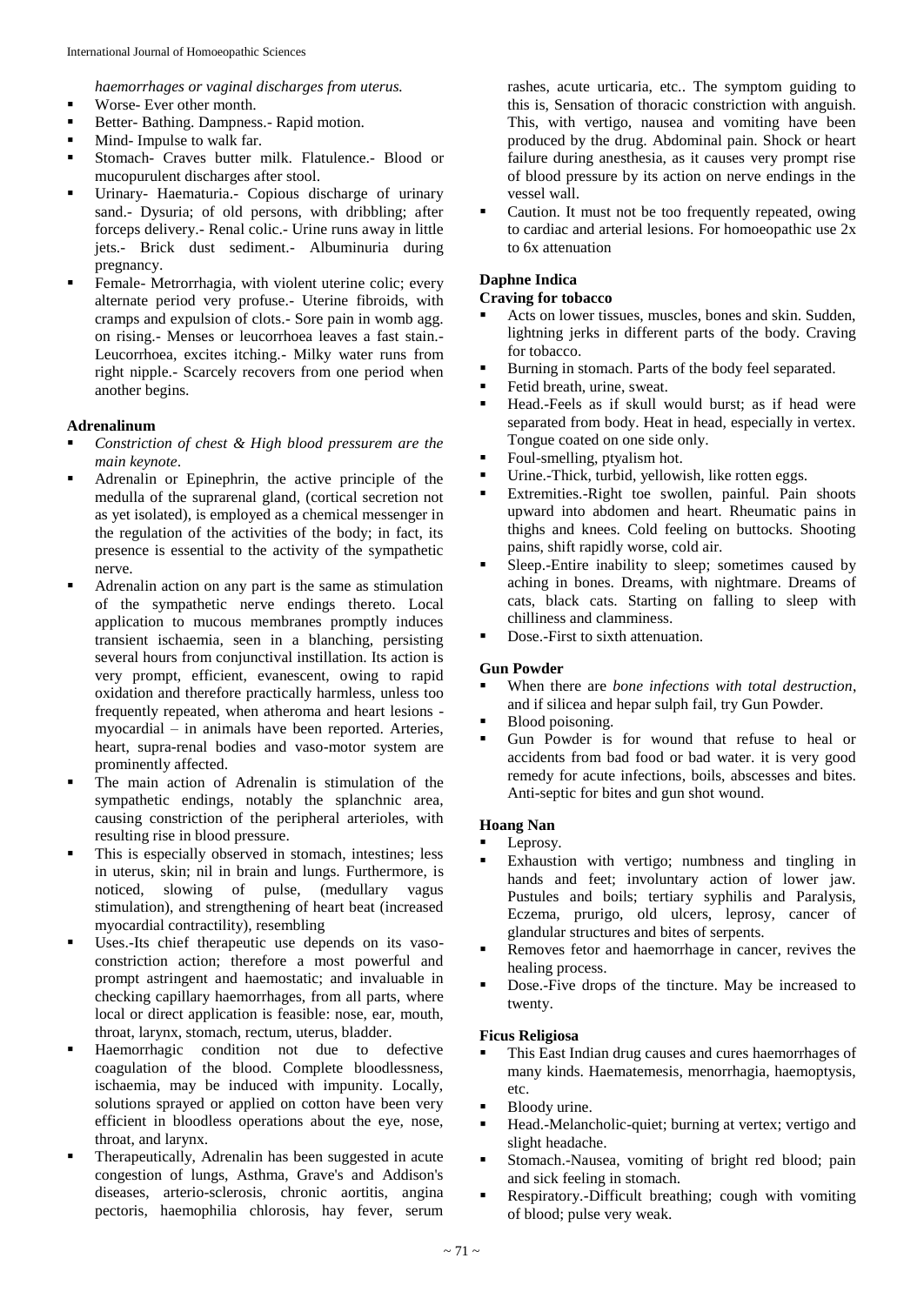*haemorrhages or vaginal discharges from uterus.*

- Worse- Ever other month.
- Better- Bathing. Dampness.- Rapid motion.
- Mind- Impulse to walk far.
- Stomach- Craves butter milk. Flatulence.- Blood or mucopurulent discharges after stool.
- Urinary- Haematuria.- Copious discharge of urinary sand.- Dysuria; of old persons, with dribbling; after forceps delivery.- Renal colic.- Urine runs away in little jets.- Brick dust sediment.- Albuminuria during pregnancy.
- Female- Metrorrhagia, with violent uterine colic; every alternate period very profuse.- Uterine fibroids, with cramps and expulsion of clots.- Sore pain in womb agg. on rising.- Menses or leucorrhoea leaves a fast stain.- Leucorrhoea, excites itching.- Milky water runs from right nipple.- Scarcely recovers from one period when another begins.

**Adrenalinum**

- *Constriction of chest & High blood pressurem are the main keynote*.
- Adrenalin or Epinephrin, the active principle of the medulla of the suprarenal gland, (cortical secretion not as yet isolated), is employed as a chemical messenger in the regulation of the activities of the body; in fact, its presence is essential to the activity of the sympathetic nerve.
- Adrenalin action on any part is the same as stimulation of the sympathetic nerve endings thereto. Local application to mucous membranes promptly induces transient ischaemia, seen in a blanching, persisting several hours from conjunctival instillation. Its action is very prompt, efficient, evanescent, owing to rapid oxidation and therefore practically harmless, unless too frequently repeated, when atheroma and heart lesions - myocardial – in animals have been reported. Arteries, heart, supra-renal bodies and vaso-motor system are prominently affected.
- The main action of Adrenalin is stimulation of the sympathetic endings, notably the splanchnic area, causing constriction of the peripheral arterioles, with resulting rise in blood pressure.
- This is especially observed in stomach, intestines; less in uterus, skin; nil in brain and lungs. Furthermore, is noticed, slowing of pulse, (medullary vagus stimulation), and strengthening of heart beat (increased myocardial contractility), resembling
- Uses.-Its chief therapeutic use depends on its vaso-constriction action; therefore a most powerful and prompt astringent and haemostatic; and invaluable in checking capillary haemorrhages, from all parts, where local or direct application is feasible: nose, ear, mouth, throat, larynx, stomach, rectum, uterus, bladder.
- Haemorrhagic condition not due to defective coagulation of the blood. Complete bloodlessness, ischaemia, may be induced with impunity. Locally, solutions sprayed or applied on cotton have been very efficient in bloodless operations about the eye, nose, throat, and larynx.
- Therapeutically, Adrenalin has been suggested in acute congestion of lungs, Asthma, Grave's and Addison's diseases, arterio-sclerosis, chronic aortitis, angina pectoris, haemophilia chlorosis, hay fever, serum rashes, acute urticaria, etc.. The symptom guiding to this is, Sensation of thoracic constriction with anguish. This, with vertigo, nausea and vomiting have been produced by the drug. Abdominal pain. Shock or heart failure during anesthesia, as it causes very prompt rise of blood pressure by its action on nerve endings in the vessel wall.
- Caution. It must not be too frequently repeated, owing to cardiac and arterial lesions. For homoeopathic use 2x to 6x attenuation

**Daphne Indica**

**Craving for tobacco**

- Acts on lower tissues, muscles, bones and skin. Sudden, lightning jerks in different parts of the body. Craving for tobacco.
- Burning in stomach. Parts of the body feel separated.
- Fetid breath, urine, sweat.
- Head.-Feels as if skull would burst; as if head were separated from body. Heat in head, especially in vertex. Tongue coated on one side only.
- Foul-smelling, ptyalism hot.
- Urine.-Thick, turbid, yellowish, like rotten eggs.
- Extremities.-Right toe swollen, painful. Pain shoots upward into abdomen and heart. Rheumatic pains in thighs and knees. Cold feeling on buttocks. Shooting pains, shift rapidly worse, cold air.
- Sleep.-Entire inability to sleep; sometimes caused by aching in bones. Dreams, with nightmare. Dreams of cats, black cats. Starting on falling to sleep with chilliness and clamminess.
- Dose.-First to sixth attenuation.

**Gun Powder**

- When there are *bone infections with total destruction*, and if silicea and hepar sulph fail, try Gun Powder.
- Blood poisoning.
- Gun Powder is for wound that refuse to heal or accidents from bad food or bad water. it is very good remedy for acute infections, boils, abscesses and bites. Anti-septic for bites and gun shot wound.

**Hoang Nan**

- Leprosy.
- Exhaustion with vertigo; numbness and tingling in hands and feet; involuntary action of lower jaw. Pustules and boils; tertiary syphilis and Paralysis, Eczema, prurigo, old ulcers, leprosy, cancer of glandular structures and bites of serpents.
- Removes fetor and haemorrhage in cancer, revives the healing process.
- Dose.-Five drops of the tincture. May be increased to twenty.

**Ficus Religiosa**

- This East Indian drug causes and cures haemorrhages of many kinds. Haematemesis, menorrhagia, haemoptysis, etc.
- Bloody urine.
- Head.-Melancholic-quiet; burning at vertex; vertigo and slight headache.
- Stomach.-Nausea, vomiting of bright red blood; pain and sick feeling in stomach.
- Respiratory.-Difficult breathing; cough with vomiting of blood; pulse very weak.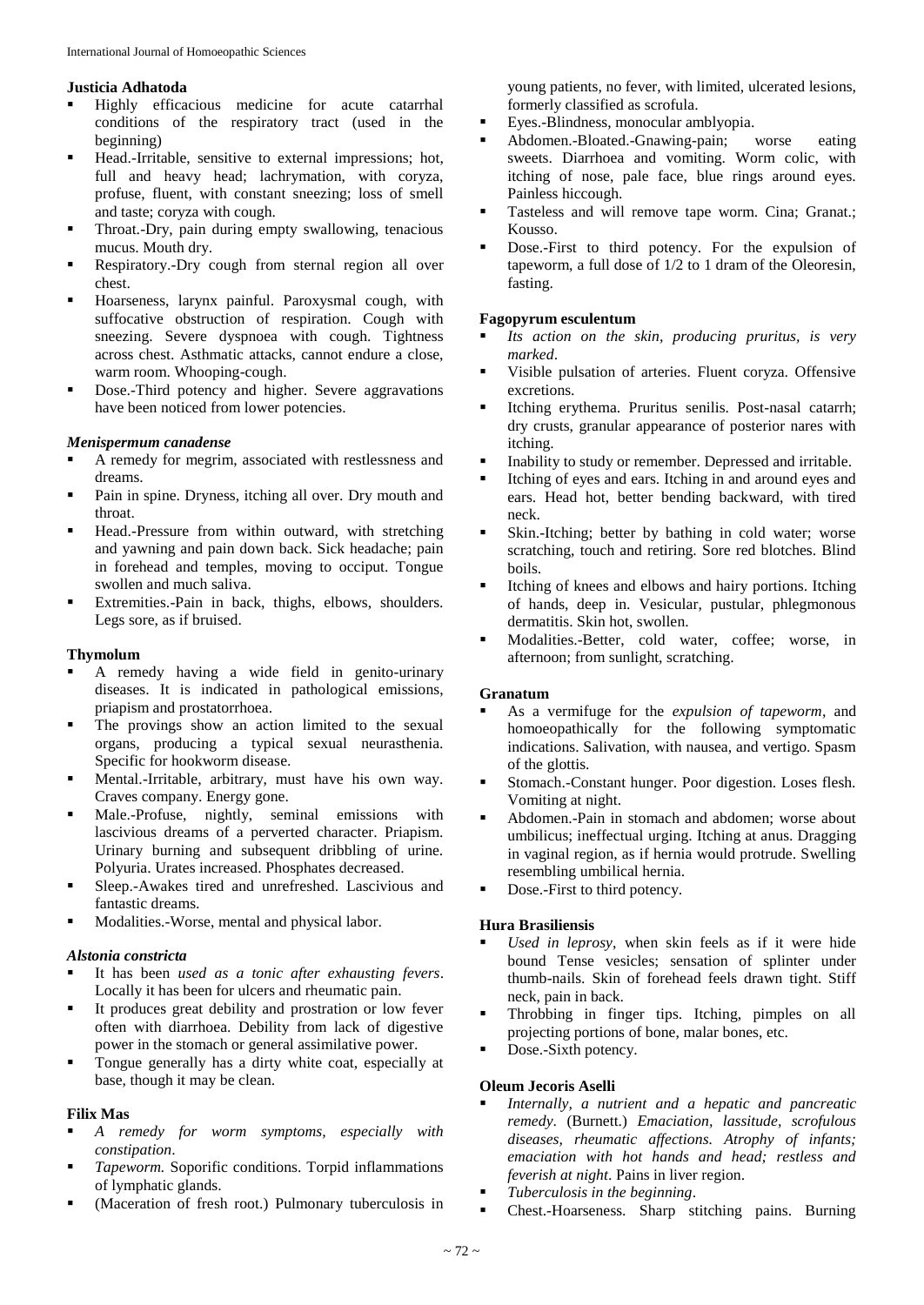**Justicia Adhatoda**

- Highly efficacious medicine for acute catarrhal conditions of the respiratory tract (used in the beginning)
- Head.-Irritable, sensitive to external impressions; hot, full and heavy head; lachrymation, with coryza, profuse, fluent, with constant sneezing; loss of smell and taste; coryza with cough.
- Throat.-Dry, pain during empty swallowing, tenacious mucus. Mouth dry.
- Respiratory.-Dry cough from sternal region all over chest.
- Hoarseness, larynx painful. Paroxysmal cough, with suffocative obstruction of respiration. Cough with sneezing. Severe dyspnoea with cough. Tightness across chest. Asthmatic attacks, cannot endure a close, warm room. Whooping-cough.
- Dose.-Third potency and higher. Severe aggravations have been noticed from lower potencies.

***Menispermum canadense***

- A remedy for megrim, associated with restlessness and dreams.
- Pain in spine. Dryness, itching all over. Dry mouth and throat.
- Head.-Pressure from within outward, with stretching and yawning and pain down back. Sick headache; pain in forehead and temples, moving to occiput. Tongue swollen and much saliva.
- Extremities.-Pain in back, thighs, elbows, shoulders. Legs sore, as if bruised.

**Thymolum**

- A remedy having a wide field in genito-urinary diseases. It is indicated in pathological emissions, priapism and prostatorrhoea.
- The provings show an action limited to the sexual organs, producing a typical sexual neurasthenia. Specific for hookworm disease.
- Mental.-Irritable, arbitrary, must have his own way. Craves company. Energy gone.
- Male.-Profuse, nightly, seminal emissions with lascivious dreams of a perverted character. Priapism. Urinary burning and subsequent dribbling of urine. Polyuria. Urates increased. Phosphates decreased.
- Sleep.-Awakes tired and unrefreshed. Lascivious and fantastic dreams.
- Modalities.-Worse, mental and physical labor.

***Alstonia constricta***

- It has been *used as a tonic after exhausting fevers*. Locally it has been for ulcers and rheumatic pain.
- It produces great debility and prostration or low fever often with diarrhoea. Debility from lack of digestive power in the stomach or general assimilative power.
- Tongue generally has a dirty white coat, especially at base, though it may be clean.

**Filix Mas**

- *A remedy for worm symptoms, especially with constipation*.
- *Tapeworm.* Soporific conditions. Torpid inflammations of lymphatic glands.
- (Maceration of fresh root.) Pulmonary tuberculosis in young patients, no fever, with limited, ulcerated lesions, formerly classified as scrofula.
- Eyes.-Blindness, monocular amblyopia.
- Abdomen.-Bloated.-Gnawing-pain; worse eating sweets. Diarrhoea and vomiting. Worm colic, with itching of nose, pale face, blue rings around eyes. Painless hiccough.
- Tasteless and will remove tape worm. Cina; Granat.; Kousso.
- Dose.-First to third potency. For the expulsion of tapeworm, a full dose of 1/2 to 1 dram of the Oleoresin, fasting.

**Fagopyrum esculentum**

- *Its action on the skin, producing pruritus, is very marked*.
- Visible pulsation of arteries. Fluent coryza. Offensive excretions.
- Itching erythema. Pruritus senilis. Post-nasal catarrh; dry crusts, granular appearance of posterior nares with itching.
- Inability to study or remember. Depressed and irritable.
- Itching of eyes and ears. Itching in and around eyes and ears. Head hot, better bending backward, with tired neck.
- Skin.-Itching; better by bathing in cold water; worse scratching, touch and retiring. Sore red blotches. Blind boils.
- Itching of knees and elbows and hairy portions. Itching of hands, deep in. Vesicular, pustular, phlegmonous dermatitis. Skin hot, swollen.
- Modalities.-Better, cold water, coffee; worse, in afternoon; from sunlight, scratching.

**Granatum**

- As a vermifuge for the *expulsion of tapeworm*, and homoeopathically for the following symptomatic indications. Salivation, with nausea, and vertigo. Spasm of the glottis.
- Stomach.-Constant hunger. Poor digestion. Loses flesh. Vomiting at night.
- Abdomen.-Pain in stomach and abdomen; worse about umbilicus; ineffectual urging. Itching at anus. Dragging in vaginal region, as if hernia would protrude. Swelling resembling umbilical hernia.
- Dose.-First to third potency.

**Hura Brasiliensis**

- *Used in leprosy*, when skin feels as if it were hide bound Tense vesicles; sensation of splinter under thumb-nails. Skin of forehead feels drawn tight. Stiff neck, pain in back.
- Throbbing in finger tips. Itching, pimples on all projecting portions of bone, malar bones, etc.
- Dose.-Sixth potency.

**Oleum Jecoris Aselli**

- *Internally, a nutrient and a hepatic and pancreatic remedy*. (Burnett.) *Emaciation, lassitude, scrofulous diseases, rheumatic affections. Atrophy of infants; emaciation with hot hands and head; restless and feverish at night*. Pains in liver region.
- *Tuberculosis in the beginning*.
- Chest.-Hoarseness. Sharp stitching pains. Burning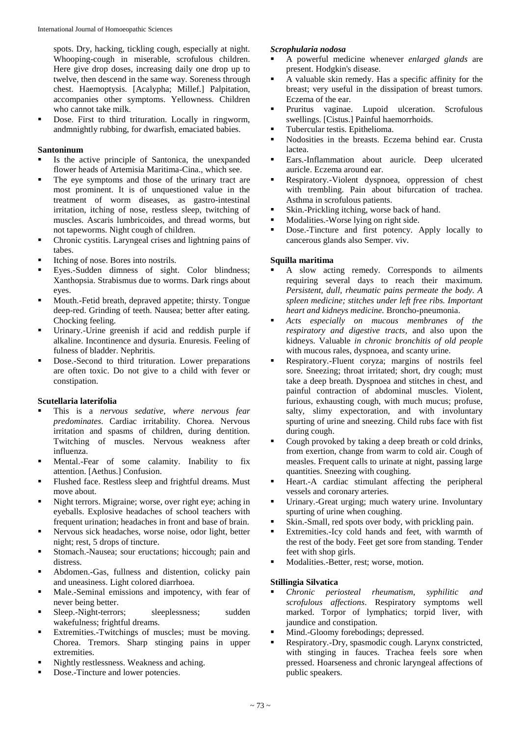spots. Dry, hacking, tickling cough, especially at night. Whooping-cough in miserable, scrofulous children. Here give drop doses, increasing daily one drop up to twelve, then descend in the same way. Soreness through chest. Haemoptysis. [Acalypha; Millef.] Palpitation, accompanies other symptoms. Yellowness. Children who cannot take milk.

- Dose. First to third trituration. Locally in ringworm, andmnightly rubbing, for dwarfish, emaciated babies.

**Santoninum**

- Is the active principle of Santonica, the unexpanded flower heads of Artemisia Maritima-Cina., which see.
- The eye symptoms and those of the urinary tract are most prominent. It is of unquestioned value in the treatment of worm diseases, as gastro-intestinal irritation, itching of nose, restless sleep, twitching of muscles. Ascaris lumbricoides, and thread worms, but not tapeworms. Night cough of children.
- Chronic cystitis. Laryngeal crises and lightning pains of tabes.
- Itching of nose. Bores into nostrils.
- Eyes.-Sudden dimness of sight. Color blindness; Xanthopsia. Strabismus due to worms. Dark rings about eyes.
- Mouth.-Fetid breath, depraved appetite; thirsty. Tongue deep-red. Grinding of teeth. Nausea; better after eating. Chocking feeling.
- Urinary.-Urine greenish if acid and reddish purple if alkaline. Incontinence and dysuria. Enuresis. Feeling of fulness of bladder. Nephritis.
- Dose.-Second to third trituration. Lower preparations are often toxic. Do not give to a child with fever or constipation.

**Scutellaria laterifolia**

- This is a *nervous sedative, where nervous fear predominates*. Cardiac irritability. Chorea. Nervous irritation and spasms of children, during dentition. Twitching of muscles. Nervous weakness after influenza.
- Mental.-Fear of some calamity. Inability to fix attention. [Aethus.] Confusion.
- Flushed face. Restless sleep and frightful dreams. Must move about.
- Night terrors. Migraine; worse, over right eye; aching in eyeballs. Explosive headaches of school teachers with frequent urination; headaches in front and base of brain.
- Nervous sick headaches, worse noise, odor light, better night; rest, 5 drops of tincture.
- Stomach.-Nausea; sour eructations; hiccough; pain and distress.
- Abdomen.-Gas, fullness and distention, colicky pain and uneasiness. Light colored diarrhoea.
- Male.-Seminal emissions and impotency, with fear of never being better.
- Sleep.-Night-terrors; sleeplessness; sudden wakefulness; frightful dreams.
- Extremities.-Twitchings of muscles; must be moving. Chorea. Tremors. Sharp stinging pains in upper extremities.
- Nightly restlessness. Weakness and aching.
- Dose.-Tincture and lower potencies.

***Scrophularia nodosa***

- A powerful medicine whenever *enlarged glands* are present. Hodgkin's disease.
- A valuable skin remedy. Has a specific affinity for the breast; very useful in the dissipation of breast tumors. Eczema of the ear.
- Pruritus vaginae. Lupoid ulceration. Scrofulous swellings. [Cistus.] Painful haemorrhoids.
- Tubercular testis. Epithelioma.
- Nodosities in the breasts. Eczema behind ear. Crusta lactea.
- Ears.-Inflammation about auricle. Deep ulcerated auricle. Eczema around ear.
- Respiratory.-Violent dyspnoea, oppression of chest with trembling. Pain about bifurcation of trachea. Asthma in scrofulous patients.
- Skin.-Prickling itching, worse back of hand.
- Modalities.-Worse lying on right side.
- Dose.-Tincture and first potency. Apply locally to cancerous glands also Semper. viv.

**Squilla maritima**

- A slow acting remedy. Corresponds to ailments requiring several days to reach their maximum. *Persistent, dull, rheumatic pains permeate the body. A spleen medicine; stitches under left free ribs. Important heart and kidneys medicine.* Broncho-pneumonia.
- *Acts especially on mucous membranes of the respiratory and digestive tracts*, and also upon the kidneys. Valuable *in chronic bronchitis of old people* with mucous rales, dyspnoea, and scanty urine.
- Respiratory.-Fluent coryza; margins of nostrils feel sore. Sneezing; throat irritated; short, dry cough; must take a deep breath. Dyspnoea and stitches in chest, and painful contraction of abdominal muscles. Violent, furious, exhausting cough, with much mucus; profuse, salty, slimy expectoration, and with involuntary spurting of urine and sneezing. Child rubs face with fist during cough.
- Cough provoked by taking a deep breath or cold drinks, from exertion, change from warm to cold air. Cough of measles. Frequent calls to urinate at night, passing large quantities. Sneezing with coughing.
- Heart.-A cardiac stimulant affecting the peripheral vessels and coronary arteries.
- Urinary.-Great urging; much watery urine. Involuntary spurting of urine when coughing.
- Skin.-Small, red spots over body, with prickling pain.
- Extremities.-Icy cold hands and feet, with warmth of the rest of the body. Feet get sore from standing. Tender feet with shop girls.
- Modalities.-Better, rest; worse, motion.

**Stillingia Silvatica**

- *Chronic periosteal rheumatism, syphilitic and scrofulous affections*. Respiratory symptoms well marked. Torpor of lymphatics; torpid liver, with jaundice and constipation.
- Mind.-Gloomy forebodings; depressed.
- Respiratory.-Dry, spasmodic cough. Larynx constricted, with stinging in fauces. Trachea feels sore when pressed. Hoarseness and chronic laryngeal affections of public speakers.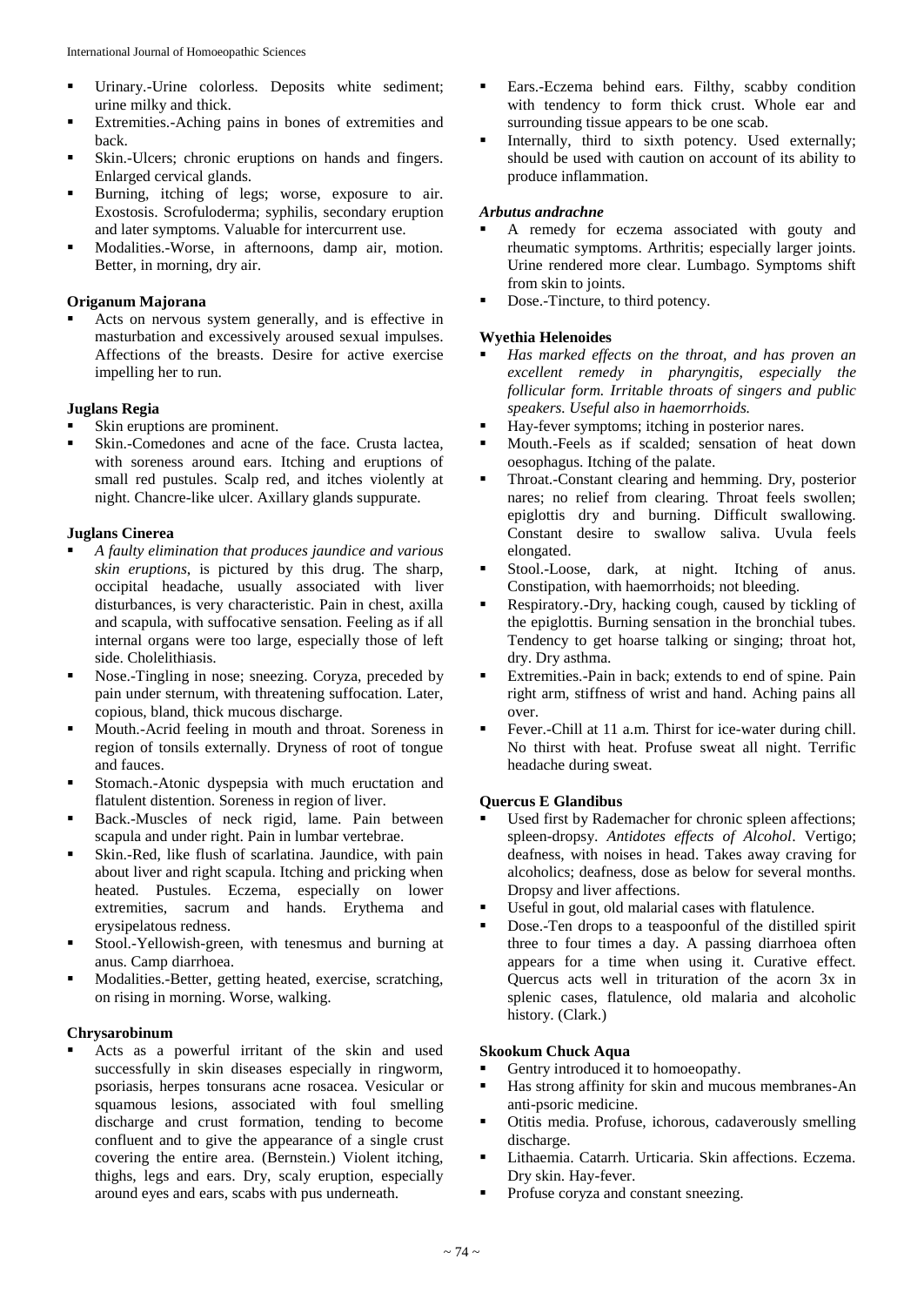- Urinary.-Urine colorless. Deposits white sediment; urine milky and thick.
- Extremities.-Aching pains in bones of extremities and back.
- Skin.-Ulcers; chronic eruptions on hands and fingers. Enlarged cervical glands.
- Burning, itching of legs; worse, exposure to air. Exostosis. Scrofuloderma; syphilis, secondary eruption and later symptoms. Valuable for intercurrent use.
- Modalities.-Worse, in afternoons, damp air, motion. Better, in morning, dry air.

**Origanum Majorana**

- Acts on nervous system generally, and is effective in masturbation and excessively aroused sexual impulses. Affections of the breasts. Desire for active exercise impelling her to run.

**Juglans Regia**

- Skin eruptions are prominent.
- Skin.-Comedones and acne of the face. Crusta lactea, with soreness around ears. Itching and eruptions of small red pustules. Scalp red, and itches violently at night. Chancre-like ulcer. Axillary glands suppurate.

**Juglans Cinerea**

- *A faulty elimination that produces jaundice and various skin eruptions*, is pictured by this drug. The sharp, occipital headache, usually associated with liver disturbances, is very characteristic. Pain in chest, axilla and scapula, with suffocative sensation. Feeling as if all internal organs were too large, especially those of left side. Cholelithiasis.
- Nose.-Tingling in nose; sneezing. Coryza, preceded by pain under sternum, with threatening suffocation. Later, copious, bland, thick mucous discharge.
- Mouth.-Acrid feeling in mouth and throat. Soreness in region of tonsils externally. Dryness of root of tongue and fauces.
- Stomach.-Atonic dyspepsia with much eructation and flatulent distention. Soreness in region of liver.
- Back.-Muscles of neck rigid, lame. Pain between scapula and under right. Pain in lumbar vertebrae.
- Skin.-Red, like flush of scarlatina. Jaundice, with pain about liver and right scapula. Itching and pricking when heated. Pustules. Eczema, especially on lower extremities, sacrum and hands. Erythema and erysipelatous redness.
- Stool.-Yellowish-green, with tenesmus and burning at anus. Camp diarrhoea.
- Modalities.-Better, getting heated, exercise, scratching, on rising in morning. Worse, walking.

**Chrysarobinum**

- Acts as a powerful irritant of the skin and used successfully in skin diseases especially in ringworm, psoriasis, herpes tonsurans acne rosacea. Vesicular or squamous lesions, associated with foul smelling discharge and crust formation, tending to become confluent and to give the appearance of a single crust covering the entire area. (Bernstein.) Violent itching, thighs, legs and ears. Dry, scaly eruption, especially around eyes and ears, scabs with pus underneath.
- Ears.-Eczema behind ears. Filthy, scabby condition with tendency to form thick crust. Whole ear and surrounding tissue appears to be one scab.
- Internally, third to sixth potency. Used externally; should be used with caution on account of its ability to produce inflammation.

***Arbutus andrachne***

- A remedy for eczema associated with gouty and rheumatic symptoms. Arthritis; especially larger joints. Urine rendered more clear. Lumbago. Symptoms shift from skin to joints.
- Dose.-Tincture, to third potency.

**Wyethia Helenoides**

- *Has marked effects on the throat, and has proven an excellent remedy in pharyngitis, especially the follicular form. Irritable throats of singers and public speakers. Useful also in haemorrhoids.*
- Hay-fever symptoms; itching in posterior nares.
- Mouth.-Feels as if scalded; sensation of heat down oesophagus. Itching of the palate.
- Throat.-Constant clearing and hemming. Dry, posterior nares; no relief from clearing. Throat feels swollen; epiglottis dry and burning. Difficult swallowing. Constant desire to swallow saliva. Uvula feels elongated.
- Stool.-Loose, dark, at night. Itching of anus. Constipation, with haemorrhoids; not bleeding.
- Respiratory.-Dry, hacking cough, caused by tickling of the epiglottis. Burning sensation in the bronchial tubes. Tendency to get hoarse talking or singing; throat hot, dry. Dry asthma.
- Extremities.-Pain in back; extends to end of spine. Pain right arm, stiffness of wrist and hand. Aching pains all over.
- Fever.-Chill at 11 a.m. Thirst for ice-water during chill. No thirst with heat. Profuse sweat all night. Terrific headache during sweat.

**Quercus E Glandibus**

- Used first by Rademacher for chronic spleen affections; spleen-dropsy. *Antidotes effects of Alcohol*. Vertigo; deafness, with noises in head. Takes away craving for alcoholics; deafness, dose as below for several months. Dropsy and liver affections.
- Useful in gout, old malarial cases with flatulence.
- Dose.-Ten drops to a teaspoonful of the distilled spirit three to four times a day. A passing diarrhoea often appears for a time when using it. Curative effect. Quercus acts well in trituration of the acorn 3x in splenic cases, flatulence, old malaria and alcoholic history. (Clark.)

**Skookum Chuck Aqua**

- Gentry introduced it to homoeopathy.
- Has strong affinity for skin and mucous membranes-An anti-psoric medicine.
- Otitis media. Profuse, ichorous, cadaverously smelling discharge.
- Lithaemia. Catarrh. Urticaria. Skin affections. Eczema. Dry skin. Hay-fever.
- Profuse coryza and constant sneezing.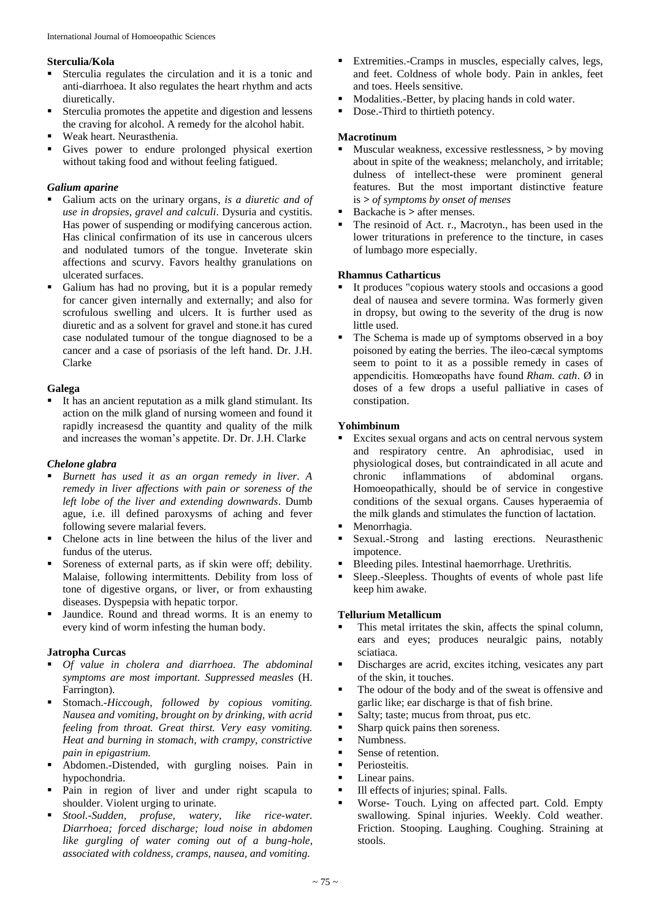**Sterculia/Kola**

- Sterculia regulates the circulation and it is a tonic and anti-diarrhoea. It also regulates the heart rhythm and acts diuretically.
- Sterculia promotes the appetite and digestion and lessens the craving for alcohol. A remedy for the alcohol habit.
- Weak heart. Neurasthenia.
- Gives power to endure prolonged physical exertion without taking food and without feeling fatigued.

***Galium aparine***

- Galium acts on the urinary organs*, is a diuretic and of use in dropsies, gravel and calculi*. Dysuria and cystitis. Has power of suspending or modifying cancerous action. Has clinical confirmation of its use in cancerous ulcers and nodulated tumors of the tongue. Inveterate skin affections and scurvy. Favors healthy granulations on ulcerated surfaces.
- Galium has had no proving, but it is a popular remedy for cancer given internally and externally; and also for scrofulous swelling and ulcers. It is further used as diuretic and as a solvent for gravel and stone.it has cured case nodulated tumour of the tongue diagnosed to be a cancer and a case of psoriasis of the left hand. Dr. J.H. Clarke

**Galega**

- It has an ancient reputation as a milk gland stimulant. Its action on the milk gland of nursing womeen and found it rapidly increasesd the quantity and quality of the milk and increases the woman's appetite. Dr. Dr. J.H. Clarke

***Chelone glabra***

- *Burnett has used it as an organ remedy in liver. A remedy in liver affections with pain or soreness of the left lobe of the liver and extending downwards*. Dumb ague, i.e. ill defined paroxysms of aching and fever following severe malarial fevers.
- Chelone acts in line between the hilus of the liver and fundus of the uterus.
- Soreness of external parts, as if skin were off; debility. Malaise, following intermittents. Debility from loss of tone of digestive organs, or liver, or from exhausting diseases. Dyspepsia with hepatic torpor.
- Jaundice. Round and thread worms. It is an enemy to every kind of worm infesting the human body.

**Jatropha Curcas**

- *Of value in cholera and diarrhoea. The abdominal symptoms are most important. Suppressed measles* (H. Farrington).
- Stomach.-*Hiccough, followed by copious vomiting. Nausea and vomiting, brought on by drinking, with acrid feeling from throat. Great thirst. Very easy vomiting. Heat and burning in stomach, with crampy, constrictive pain in epigastrium.*
- Abdomen.-Distended, with gurgling noises. Pain in hypochondria.
- Pain in region of liver and under right scapula to shoulder. Violent urging to urinate.
- *Stool.-Sudden, profuse, watery, like rice-water. Diarrhoea; forced discharge; loud noise in abdomen like gurgling of water coming out of a bung-hole, associated with coldness, cramps, nausea, and vomiting.*
- Extremities.-Cramps in muscles, especially calves, legs, and feet. Coldness of whole body. Pain in ankles, feet and toes. Heels sensitive.
- Modalities.-Better, by placing hands in cold water.
- Dose.-Third to thirtieth potency.

**Macrotinum**

- Muscular weakness, excessive restlessness, > by moving about in spite of the weakness; melancholy, and irritable; dulness of intellect-these were prominent general features. But the most important distinctive feature is > *of symptoms by onset of menses*
- Backache is > after menses.
- The resinoid of Act. r., Macrotyn., has been used in the lower triturations in preference to the tincture, in cases of lumbago more especially.

**Rhamnus Catharticus**

- It produces "copious watery stools and occasions a good deal of nausea and severe tormina. Was formerly given in dropsy, but owing to the severity of the drug is now little used.
- The Schema is made up of symptoms observed in a boy poisoned by eating the berries. The ileo-cæcal symptoms seem to point to it as a possible remedy in cases of appendicitis. Homœopaths have found *Rham. cath*. Ø in doses of a few drops a useful palliative in cases of constipation.

**Yohimbinum**

- Excites sexual organs and acts on central nervous system and respiratory centre. An aphrodisiac, used in physiological doses, but contraindicated in all acute and chronic inflammations of abdominal organs. Homoeopathically, should be of service in congestive conditions of the sexual organs. Causes hyperaemia of the milk glands and stimulates the function of lactation.
- Menorrhagia.
- Sexual.-Strong and lasting erections. Neurasthenic impotence.
- Bleeding piles. Intestinal haemorrhage. Urethritis.
- Sleep.-Sleepless. Thoughts of events of whole past life keep him awake.

**Tellurium Metallicum**

- This metal irritates the skin, affects the spinal column, ears and eyes; produces neuralgic pains, notably sciatiaca.
- Discharges are acrid, excites itching, vesicates any part of the skin, it touches.
- The odour of the body and of the sweat is offensive and garlic like; ear discharge is that of fish brine.
- Salty; taste; mucus from throat, pus etc.
- Sharp quick pains then soreness.
- Numbness.
- Sense of retention.
- Periosteitis.
- Linear pains.
- Ill effects of injuries; spinal. Falls.
- Worse- Touch. Lying on affected part. Cold. Empty swallowing. Spinal injuries. Weekly. Cold weather. Friction. Stooping. Laughing. Coughing. Straining at stools.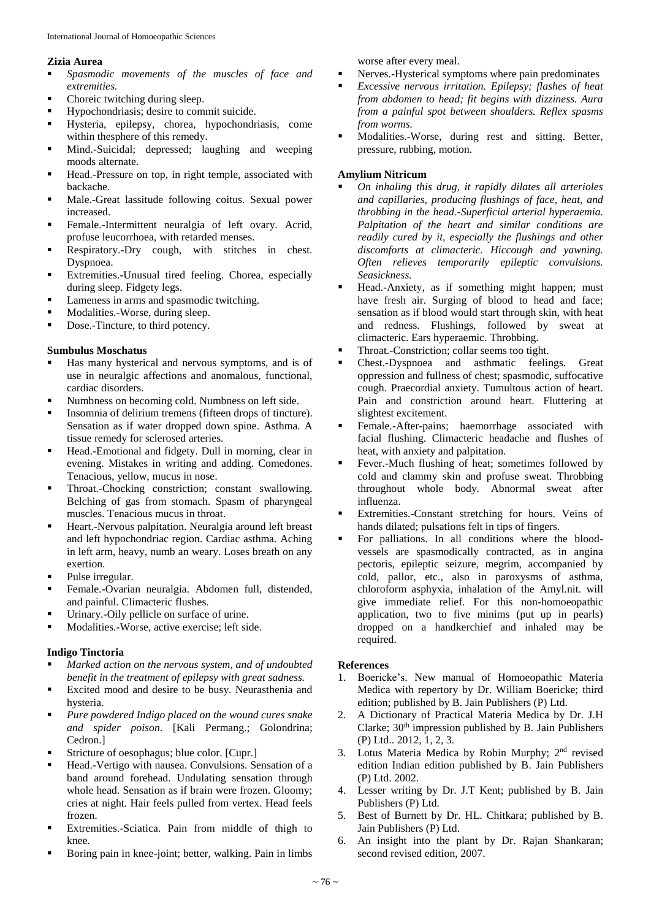## Zizia Aurea

- *Spasmodic movements of the muscles of face and extremities.*
- Choreic twitching during sleep.
- Hypochondriasis; desire to commit suicide.
- Hysteria, epilepsy, chorea, hypochondriasis, come within thesphere of this remedy.
- Mind.-Suicidal; depressed; laughing and weeping moods alternate.
- Head.-Pressure on top, in right temple, associated with backache.
- Male.-Great lassitude following coitus. Sexual power increased.
- Female.-Intermittent neuralgia of left ovary. Acrid, profuse leucorrhoea, with retarded menses.
- Respiratory.-Dry cough, with stitches in chest. Dyspnoea.
- Extremities.-Unusual tired feeling. Chorea, especially during sleep. Fidgety legs.
- Lameness in arms and spasmodic twitching.
- Modalities.-Worse, during sleep.
- Dose.-Tincture, to third potency.

## Sumbulus Moschatus

- Has many hysterical and nervous symptoms, and is of use in neuralgic affections and anomalous, functional, cardiac disorders.
- Numbness on becoming cold. Numbness on left side.
- Insomnia of delirium tremens (fifteen drops of tincture). Sensation as if water dropped down spine. Asthma. A tissue remedy for sclerosed arteries.
- Head.-Emotional and fidgety. Dull in morning, clear in evening. Mistakes in writing and adding. Comedones. Tenacious, yellow, mucus in nose.
- Throat.-Chocking constriction; constant swallowing. Belching of gas from stomach. Spasm of pharyngeal muscles. Tenacious mucus in throat.
- Heart.-Nervous palpitation. Neuralgia around left breast and left hypochondriac region. Cardiac asthma. Aching in left arm, heavy, numb an weary. Loses breath on any exertion.
- Pulse irregular.
- Female.-Ovarian neuralgia. Abdomen full, distended, and painful. Climacteric flushes.
- Urinary.-Oily pellicle on surface of urine.
- Modalities.-Worse, active exercise; left side.

## Indigo Tinctoria

- *Marked action on the nervous system, and of undoubted benefit in the treatment of epilepsy with great sadness.*
- Excited mood and desire to be busy. Neurasthenia and hysteria.
- *Pure powdered Indigo placed on the wound cures snake and spider poison*. [Kali Permang.; Golondrina; Cedron.]
- Stricture of oesophagus; blue color. [Cupr.]
- Head.-Vertigo with nausea. Convulsions. Sensation of a band around forehead. Undulating sensation through whole head. Sensation as if brain were frozen. Gloomy; cries at night. Hair feels pulled from vertex. Head feels frozen.
- Extremities.-Sciatica. Pain from middle of thigh to knee.
- Boring pain in knee-joint; better, walking. Pain in limbs worse after every meal.
- Nerves.-Hysterical symptoms where pain predominates
- *Excessive nervous irritation. Epilepsy; flashes of heat from abdomen to head; fit begins with dizziness. Aura from a painful spot between shoulders. Reflex spasms from worms.*
- Modalities.-Worse, during rest and sitting. Better, pressure, rubbing, motion.

## Amylium Nitricum

- *On inhaling this drug, it rapidly dilates all arterioles and capillaries, producing flushings of face, heat, and throbbing in the head.-Superficial arterial hyperaemia. Palpitation of the heart and similar conditions are readily cured by it, especially the flushings and other discomforts at climacteric. Hiccough and yawning. Often relieves temporarily epileptic convulsions. Seasickness.*
- Head.-Anxiety, as if something might happen; must have fresh air. Surging of blood to head and face; sensation as if blood would start through skin, with heat and redness. Flushings, followed by sweat at climacteric. Ears hyperaemic. Throbbing.
- Throat.-Constriction; collar seems too tight.
- Chest.-Dyspnoea and asthmatic feelings. Great oppression and fullness of chest; spasmodic, suffocative cough. Praecordial anxiety. Tumultous action of heart. Pain and constriction around heart. Fluttering at slightest excitement.
- Female.-After-pains; haemorrhage associated with facial flushing. Climacteric headache and flushes of heat, with anxiety and palpitation.
- Fever.-Much flushing of heat; sometimes followed by cold and clammy skin and profuse sweat. Throbbing throughout whole body. Abnormal sweat after influenza.
- Extremities.-Constant stretching for hours. Veins of hands dilated; pulsations felt in tips of fingers.
- For palliations. In all conditions where the blood-vessels are spasmodically contracted, as in angina pectoris, epileptic seizure, megrim, accompanied by cold, pallor, etc., also in paroxysms of asthma, chloroform asphyxia, inhalation of the Amyl.nit. will give immediate relief. For this non-homoeopathic application, two to five minims (put up in pearls) dropped on a handkerchief and inhaled may be required.

## References

1. Boericke's. New manual of Homoeopathic Materia Medica with repertory by Dr. William Boericke; third edition; published by B. Jain Publishers (P) Ltd.
2. A Dictionary of Practical Materia Medica by Dr. J.H Clarke; 30th impression published by B. Jain Publishers (P) Ltd.. 2012, 1, 2, 3.
3. Lotus Materia Medica by Robin Murphy; 2nd revised edition Indian edition published by B. Jain Publishers (P) Ltd. 2002.
4. Lesser writing by Dr. J.T Kent; published by B. Jain Publishers (P) Ltd.
5. Best of Burnett by Dr. HL. Chitkara; published by B. Jain Publishers (P) Ltd.
6. An insight into the plant by Dr. Rajan Shankaran; second revised edition, 2007.